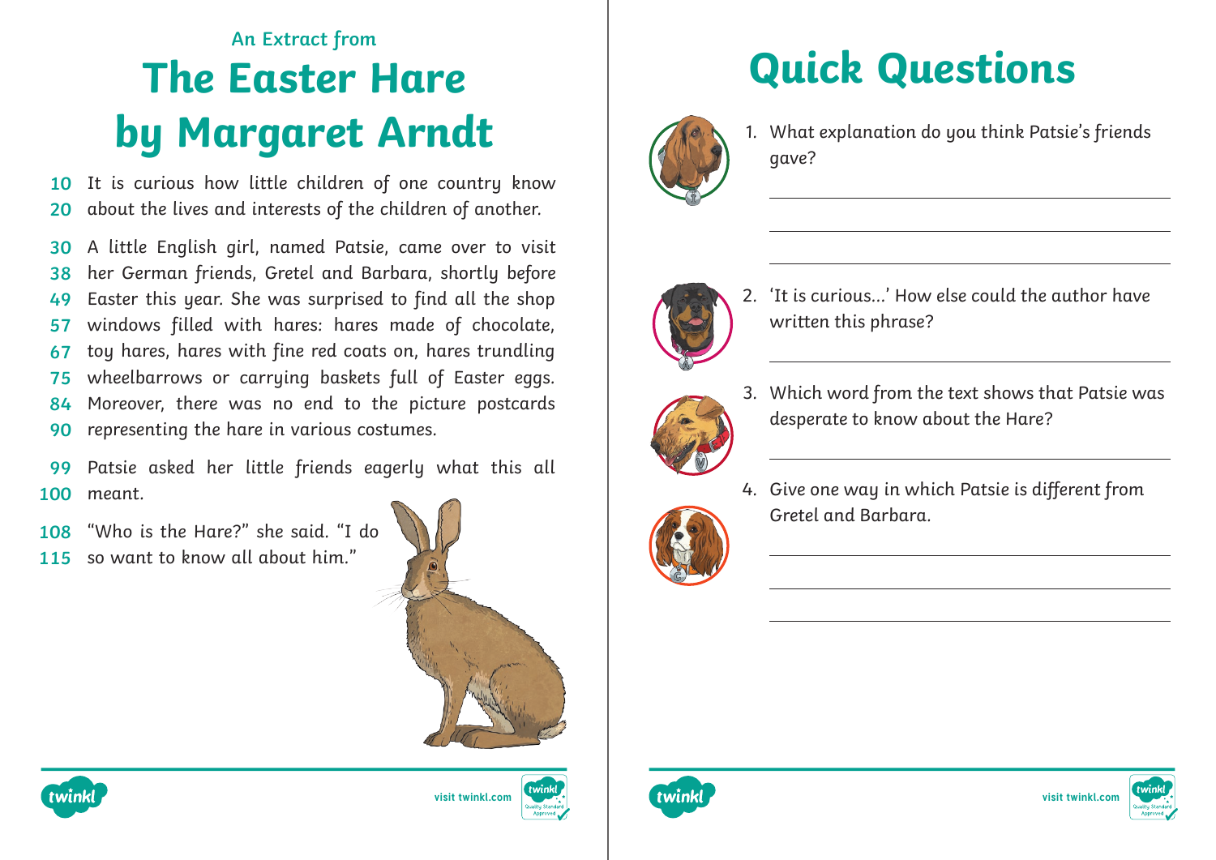An Extract from

# The Easter Hare by Margaret Arndt

10 It is curious how little children of one country know
20 about the lives and interests of the children of another.

30 A little English girl, named Patsie, came over to visit
38 her German friends, Gretel and Barbara, shortly before
49 Easter this year. She was surprised to find all the shop
57 windows filled with hares: hares made of chocolate,
67 toy hares, hares with fine red coats on, hares trundling
75 wheelbarrows or carrying baskets full of Easter eggs.
84 Moreover, there was no end to the picture postcards
90 representing the hare in various costumes.

99 Patsie asked her little friends eagerly what this all
100 meant.

108 "Who is the Hare?" she said. "I do
115 so want to know all about him."

# Quick Questions

1. What explanation do you think Patsie's friends gave?

______________________________

______________________________

______________________________

2. 'It is curious...' How else could the author have written this phrase?

______________________________

3. Which word from the text shows that Patsie was desperate to know about the Hare?

______________________________

4. Give one way in which Patsie is different from Gretel and Barbara.

______________________________

______________________________

______________________________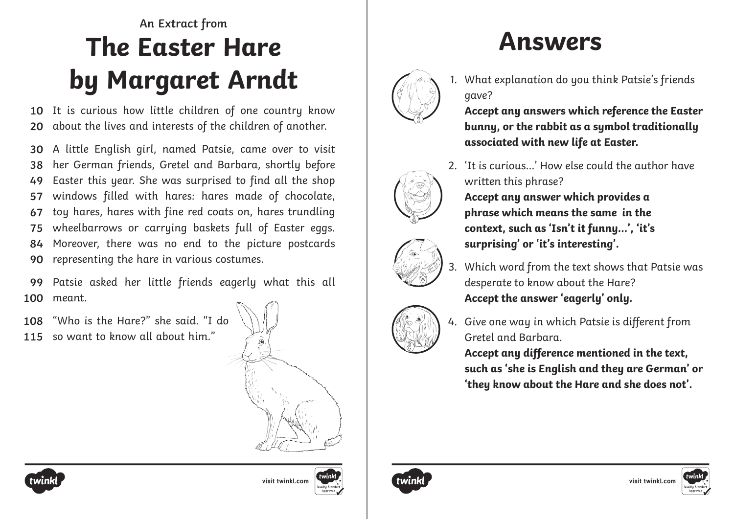An Extract from

# The Easter Hare by Margaret Arndt

10 It is curious how little children of one country know
20 about the lives and interests of the children of another.

30 A little English girl, named Patsie, came over to visit
38 her German friends, Gretel and Barbara, shortly before
49 Easter this year. She was surprised to find all the shop
57 windows filled with hares: hares made of chocolate,
67 toy hares, hares with fine red coats on, hares trundling
75 wheelbarrows or carrying baskets full of Easter eggs.
84 Moreover, there was no end to the picture postcards
90 representing the hare in various costumes.

99 Patsie asked her little friends eagerly what this all
100 meant.

108 "Who is the Hare?" she said. "I do
115 so want to know all about him."

# Answers

1. What explanation do you think Patsie's friends gave?
   **Accept any answers which reference the Easter bunny, or the rabbit as a symbol traditionally associated with new life at Easter.**

2. 'It is curious...' How else could the author have written this phrase?
   **Accept any answer which provides a phrase which means the same in the context, such as 'Isn't it funny...', 'it's surprising' or 'it's interesting'.**

3. Which word from the text shows that Patsie was desperate to know about the Hare?
   **Accept the answer 'eagerly' only.**

4. Give one way in which Patsie is different from Gretel and Barbara.
   **Accept any difference mentioned in the text, such as 'she is English and they are German' or 'they know about the Hare and she does not'.**